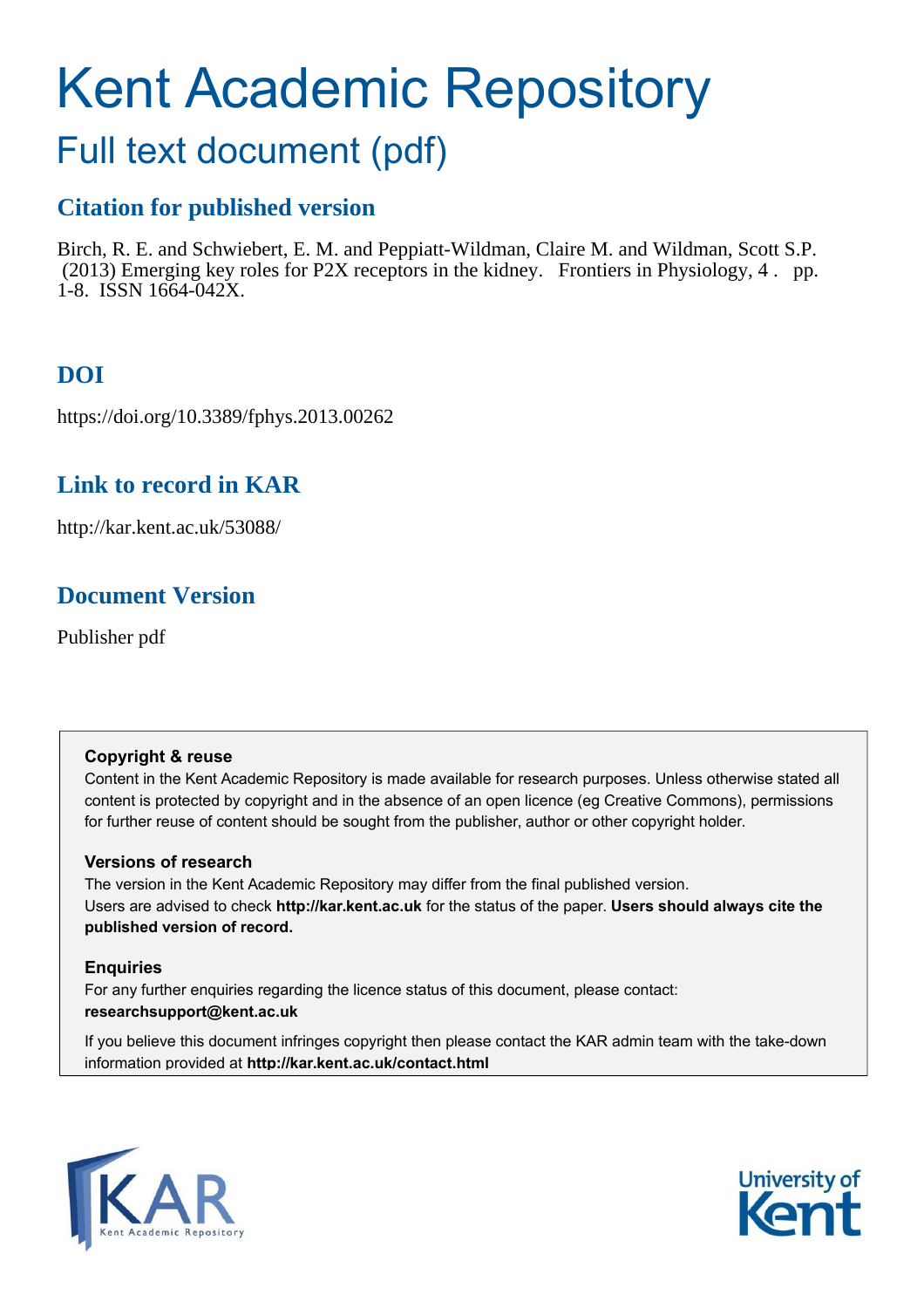# Kent Academic Repository

## Full text document (pdf)

### Citation for published version

Birch, R. E. and Schwiebert, E. M. and Peppiatt-Wildman, Claire M. and Wildman, Scott S.P. (2013) Emerging key roles for P2X receptors in the kidney. Frontiers in Physiology, 4 . pp. 1-8. ISSN 1664-042X.

### DOI

https://doi.org/10.3389/fphys.2013.00262

### Link to record in KAR

http://kar.kent.ac.uk/53088/

### Document Version

Publisher pdf

**Copyright & reuse**

Content in the Kent Academic Repository is made available for research purposes. Unless otherwise stated all content is protected by copyright and in the absence of an open licence (eg Creative Commons), permissions for further reuse of content should be sought from the publisher, author or other copyright holder.

**Versions of research**

The version in the Kent Academic Repository may differ from the final published version.
Users are advised to check **http://kar.kent.ac.uk** for the status of the paper. **Users should always cite the published version of record.**

**Enquiries**

For any further enquiries regarding the licence status of this document, please contact:
**researchsupport@kent.ac.uk**

If you believe this document infringes copyright then please contact the KAR admin team with the take-down information provided at **http://kar.kent.ac.uk/contact.html**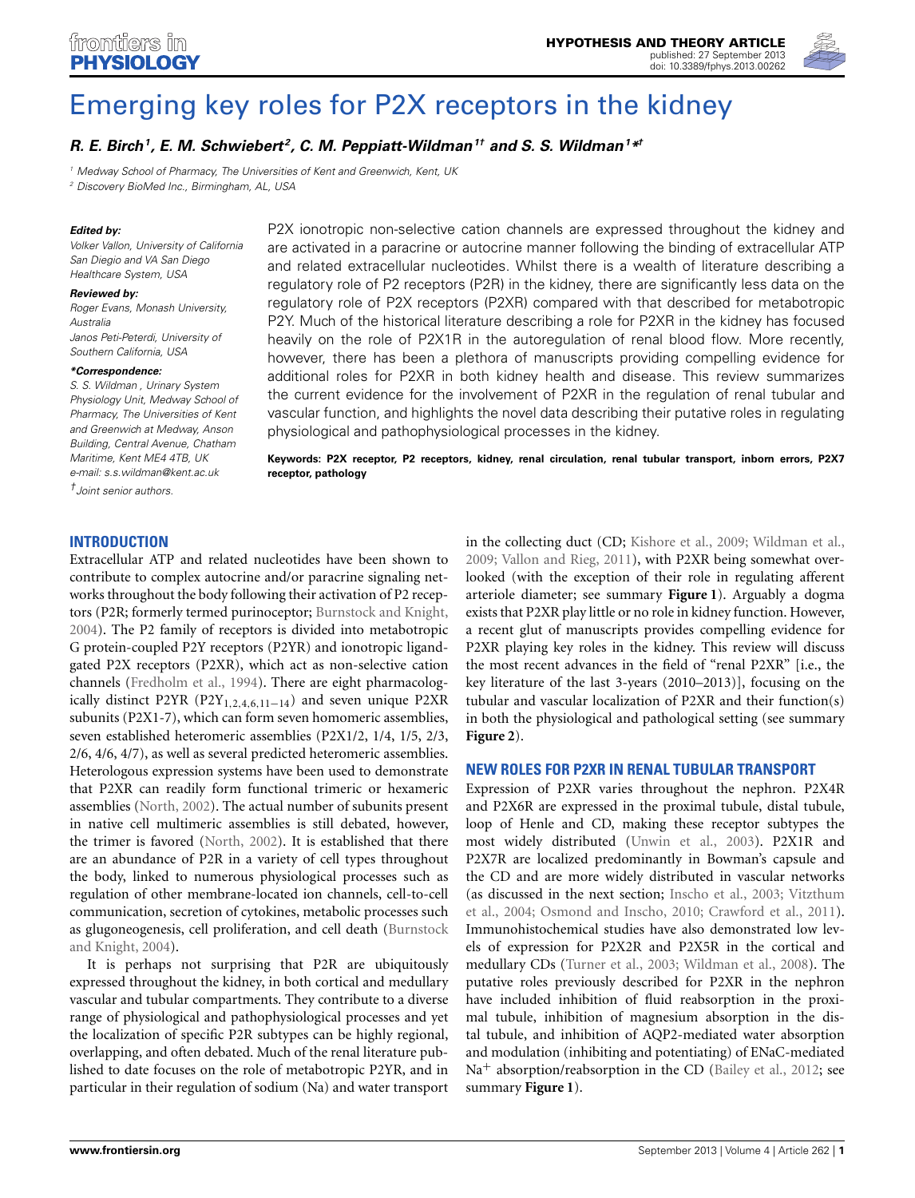# Emerging key roles for P2X receptors in the kidney

***R. E. Birch*[1]*, E. M. Schwiebert*[2]*, C. M. Peppiatt-Wildman*[1†] *and S. S. Wildman*[1]*[*†]**

[1] Medway School of Pharmacy, The Universities of Kent and Greenwich, Kent, UK

[2] Discovery BioMed Inc., Birmingham, AL, USA

***Edited by:***

Volker Vallon, University of California San Diego and VA San Diego Healthcare System, USA

***Reviewed by:***

Roger Evans, Monash University, Australia

Janos Peti-Peterdi, University of Southern California, USA

***\*Correspondence:***

S. S. Wildman, Urinary System Physiology Unit, Medway School of Pharmacy, The Universities of Kent and Greenwich at Medway, Anson Building, Central Avenue, Chatham Maritime, Kent ME4 4TB, UK e-mail: s.s.wildman@kent.ac.uk

† Joint senior authors.

P2X ionotropic non-selective cation channels are expressed throughout the kidney and are activated in a paracrine or autocrine manner following the binding of extracellular ATP and related extracellular nucleotides. Whilst there is a wealth of literature describing a regulatory role of P2 receptors (P2R) in the kidney, there are significantly less data on the regulatory role of P2X receptors (P2XR) compared with that described for metabotropic P2Y. Much of the historical literature describing a role for P2XR in the kidney has focused heavily on the role of P2X1R in the autoregulation of renal blood flow. More recently, however, there has been a plethora of manuscripts providing compelling evidence for additional roles for P2XR in both kidney health and disease. This review summarizes the current evidence for the involvement of P2XR in the regulation of renal tubular and vascular function, and highlights the novel data describing their putative roles in regulating physiological and pathophysiological processes in the kidney.

**Keywords: P2X receptor, P2 receptors, kidney, renal circulation, renal tubular transport, inborn errors, P2X7 receptor, pathology**

## INTRODUCTION

Extracellular ATP and related nucleotides have been shown to contribute to complex autocrine and/or paracrine signaling networks throughout the body following their activation of P2 receptors (P2R; formerly termed purinoceptor; Burnstock and Knight, 2004). The P2 family of receptors is divided into metabotropic G protein-coupled P2Y receptors (P2YR) and ionotropic ligand-gated P2X receptors (P2XR), which act as non-selective cation channels (Fredholm et al., 1994). There are eight pharmacologically distinct P2YR ($P2Y_{1,2,4,6,11-14}$) and seven unique P2XR subunits (P2X1-7), which can form seven homomeric assemblies, seven established heteromeric assemblies (P2X1/2, 1/4, 1/5, 2/3, 2/6, 4/6, 4/7), as well as several predicted heteromeric assemblies. Heterologous expression systems have been used to demonstrate that P2XR can readily form functional trimeric or hexameric assemblies (North, 2002). The actual number of subunits present in native cell multimeric assemblies is still debated, however, the trimer is favored (North, 2002). It is established that there are an abundance of P2R in a variety of cell types throughout the body, linked to numerous physiological processes such as regulation of other membrane-located ion channels, cell-to-cell communication, secretion of cytokines, metabolic processes such as glugoneogenesis, cell proliferation, and cell death (Burnstock and Knight, 2004).

It is perhaps not surprising that P2R are ubiquitously expressed throughout the kidney, in both cortical and medullary vascular and tubular compartments. They contribute to a diverse range of physiological and pathophysiological processes and yet the localization of specific P2R subtypes can be highly regional, overlapping, and often debated. Much of the renal literature published to date focuses on the role of metabotropic P2YR, and in particular in their regulation of sodium (Na) and water transport in the collecting duct (CD; Kishore et al., 2009; Wildman et al., 2009; Vallon and Rieg, 2011), with P2XR being somewhat overlooked (with the exception of their role in regulating afferent arteriole diameter; see summary **Figure 1**). Arguably a dogma exists that P2XR play little or no role in kidney function. However, a recent glut of manuscripts provides compelling evidence for P2XR playing key roles in the kidney. This review will discuss the most recent advances in the field of "renal P2XR" [i.e., the key literature of the last 3-years (2010–2013)], focusing on the tubular and vascular localization of P2XR and their function(s) in both the physiological and pathological setting (see summary **Figure 2**).

## NEW ROLES FOR P2XR IN RENAL TUBULAR TRANSPORT

Expression of P2XR varies throughout the nephron. P2X4R and P2X6R are expressed in the proximal tubule, distal tubule, loop of Henle and CD, making these receptor subtypes the most widely distributed (Unwin et al., 2003). P2X1R and P2X7R are localized predominantly in Bowman's capsule and the CD and are more widely distributed in vascular networks (as discussed in the next section; Inscho et al., 2003; Vitzthum et al., 2004; Osmond and Inscho, 2010; Crawford et al., 2011). Immunohistochemical studies have also demonstrated low levels of expression for P2X2R and P2X5R in the cortical and medullary CDs (Turner et al., 2003; Wildman et al., 2008). The putative roles previously described for P2XR in the nephron have included inhibition of fluid reabsorption in the proximal tubule, inhibition of magnesium absorption in the distal tubule, and inhibition of AQP2-mediated water absorption and modulation (inhibiting and potentiating) of ENaC-mediated $Na^+$ absorption/reabsorption in the CD (Bailey et al., 2012; see summary **Figure 1**).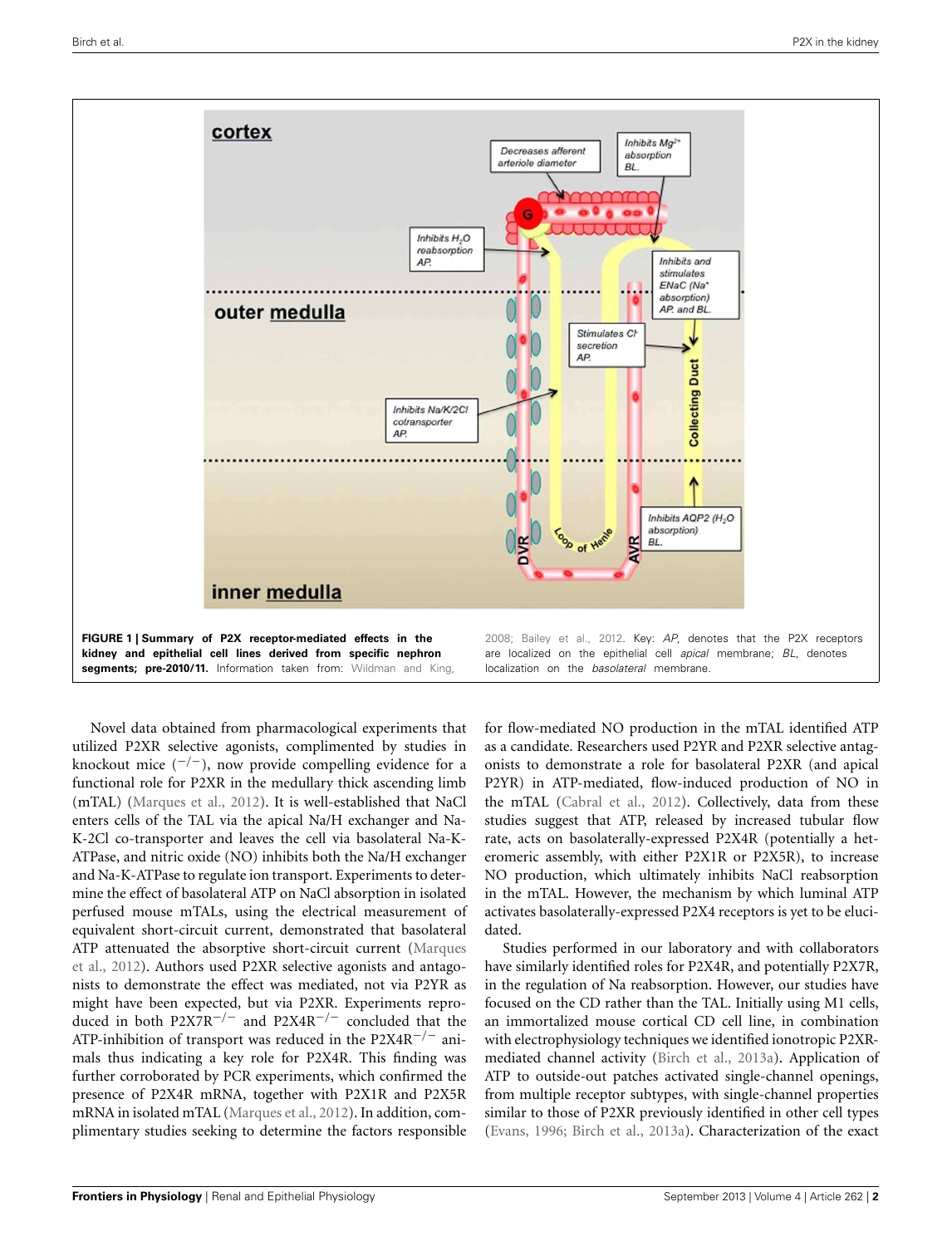**FIGURE 1 | Summary of P2X receptor-mediated effects in the kidney and epithelial cell lines derived from specific nephron segments; pre-2010/11.** Information taken from: Wildman and King, 2008; Bailey et al., 2012. Key: *AP*, denotes that the P2X receptors are localized on the epithelial cell *apical* membrane; *BL*, denotes localization on the *basolateral* membrane.

Novel data obtained from pharmacological experiments that utilized P2XR selective agonists, complimented by studies in knockout mice ($^{-/-}$), now provide compelling evidence for a functional role for P2XR in the medullary thick ascending limb (mTAL) (Marques et al., 2012). It is well-established that NaCl enters cells of the TAL via the apical Na/H exchanger and Na-K-2Cl co-transporter and leaves the cell via basolateral Na-K-ATPase, and nitric oxide (NO) inhibits both the Na/H exchanger and Na-K-ATPase to regulate ion transport. Experiments to determine the effect of basolateral ATP on NaCl absorption in isolated perfused mouse mTALs, using the electrical measurement of equivalent short-circuit current, demonstrated that basolateral ATP attenuated the absorptive short-circuit current (Marques et al., 2012). Authors used P2XR selective agonists and antagonists to demonstrate the effect was mediated, not via P2YR as might have been expected, but via P2XR. Experiments reproduced in both P2X7R$^{-/-}$ and P2X4R$^{-/-}$ concluded that the ATP-inhibition of transport was reduced in the P2X4R$^{-/-}$ animals thus indicating a key role for P2X4R. This finding was further corroborated by PCR experiments, which confirmed the presence of P2X4R mRNA, together with P2X1R and P2X5R mRNA in isolated mTAL (Marques et al., 2012). In addition, complimentary studies seeking to determine the factors responsible for flow-mediated NO production in the mTAL identified ATP as a candidate. Researchers used P2YR and P2XR selective antagonists to demonstrate a role for basolateral P2XR (and apical P2YR) in ATP-mediated, flow-induced production of NO in the mTAL (Cabral et al., 2012). Collectively, data from these studies suggest that ATP, released by increased tubular flow rate, acts on basolaterally-expressed P2X4R (potentially a heteromeric assembly, with either P2X1R or P2X5R), to increase NO production, which ultimately inhibits NaCl reabsorption in the mTAL. However, the mechanism by which luminal ATP activates basolaterally-expressed P2X4 receptors is yet to be elucidated.

Studies performed in our laboratory and with collaborators have similarly identified roles for P2X4R, and potentially P2X7R, in the regulation of Na reabsorption. However, our studies have focused on the CD rather than the TAL. Initially using M1 cells, an immortalized mouse cortical CD cell line, in combination with electrophysiology techniques we identified ionotropic P2XR-mediated channel activity (Birch et al., 2013a). Application of ATP to outside-out patches activated single-channel openings, from multiple receptor subtypes, with single-channel properties similar to those of P2XR previously identified in other cell types (Evans, 1996; Birch et al., 2013a). Characterization of the exact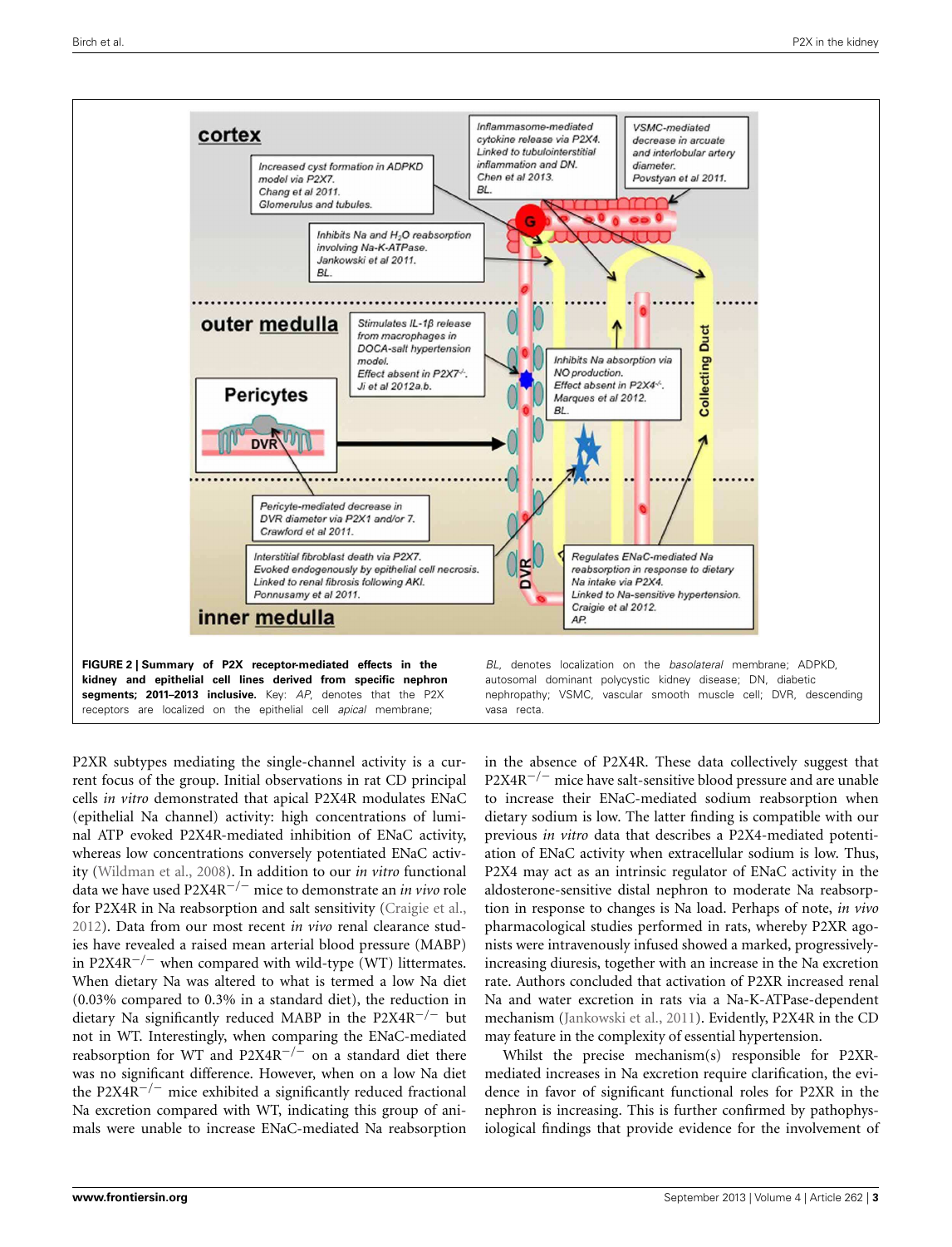**FIGURE 2 | Summary of P2X receptor-mediated effects in the kidney and epithelial cell lines derived from specific nephron segments; 2011–2013 inclusive.** Key: *AP*, denotes that the P2X receptors are localized on the epithelial cell *apical* membrane; *BL*, denotes localization on the *basolateral* membrane; ADPKD, autosomal dominant polycystic kidney disease; DN, diabetic nephropathy; VSMC, vascular smooth muscle cell; DVR, descending vasa recta.

P2XR subtypes mediating the single-channel activity is a current focus of the group. Initial observations in rat CD principal cells *in vitro* demonstrated that apical P2X4R modulates ENaC (epithelial Na channel) activity: high concentrations of luminal ATP evoked P2X4R-mediated inhibition of ENaC activity, whereas low concentrations conversely potentiated ENaC activity (Wildman et al., 2008). In addition to our *in vitro* functional data we have used P2X4R$^{-/-}$ mice to demonstrate an *in vivo* role for P2X4R in Na reabsorption and salt sensitivity (Craigie et al., 2012). Data from our most recent *in vivo* renal clearance studies have revealed a raised mean arterial blood pressure (MABP) in P2X4R$^{-/-}$ when compared with wild-type (WT) littermates. When dietary Na was altered to what is termed a low Na diet (0.03% compared to 0.3% in a standard diet), the reduction in dietary Na significantly reduced MABP in the P2X4R$^{-/-}$ but not in WT. Interestingly, when comparing the ENaC-mediated reabsorption for WT and P2X4R$^{-/-}$ on a standard diet there was no significant difference. However, when on a low Na diet the P2X4R$^{-/-}$ mice exhibited a significantly reduced fractional Na excretion compared with WT, indicating this group of animals were unable to increase ENaC-mediated Na reabsorption in the absence of P2X4R. These data collectively suggest that P2X4R$^{-/-}$ mice have salt-sensitive blood pressure and are unable to increase their ENaC-mediated sodium reabsorption when dietary sodium is low. The latter finding is compatible with our previous *in vitro* data that describes a P2X4-mediated potentiation of ENaC activity when extracellular sodium is low. Thus, P2X4 may act as an intrinsic regulator of ENaC activity in the aldosterone-sensitive distal nephron to moderate Na reabsorption in response to changes is Na load. Perhaps of note, *in vivo* pharmacological studies performed in rats, whereby P2XR agonists were intravenously infused showed a marked, progressively-increasing diuresis, together with an increase in the Na excretion rate. Authors concluded that activation of P2XR increased renal Na and water excretion in rats via a Na-K-ATPase-dependent mechanism (Jankowski et al., 2011). Evidently, P2X4R in the CD may feature in the complexity of essential hypertension.

Whilst the precise mechanism(s) responsible for P2XR-mediated increases in Na excretion require clarification, the evidence in favor of significant functional roles for P2XR in the nephron is increasing. This is further confirmed by pathophysiological findings that provide evidence for the involvement of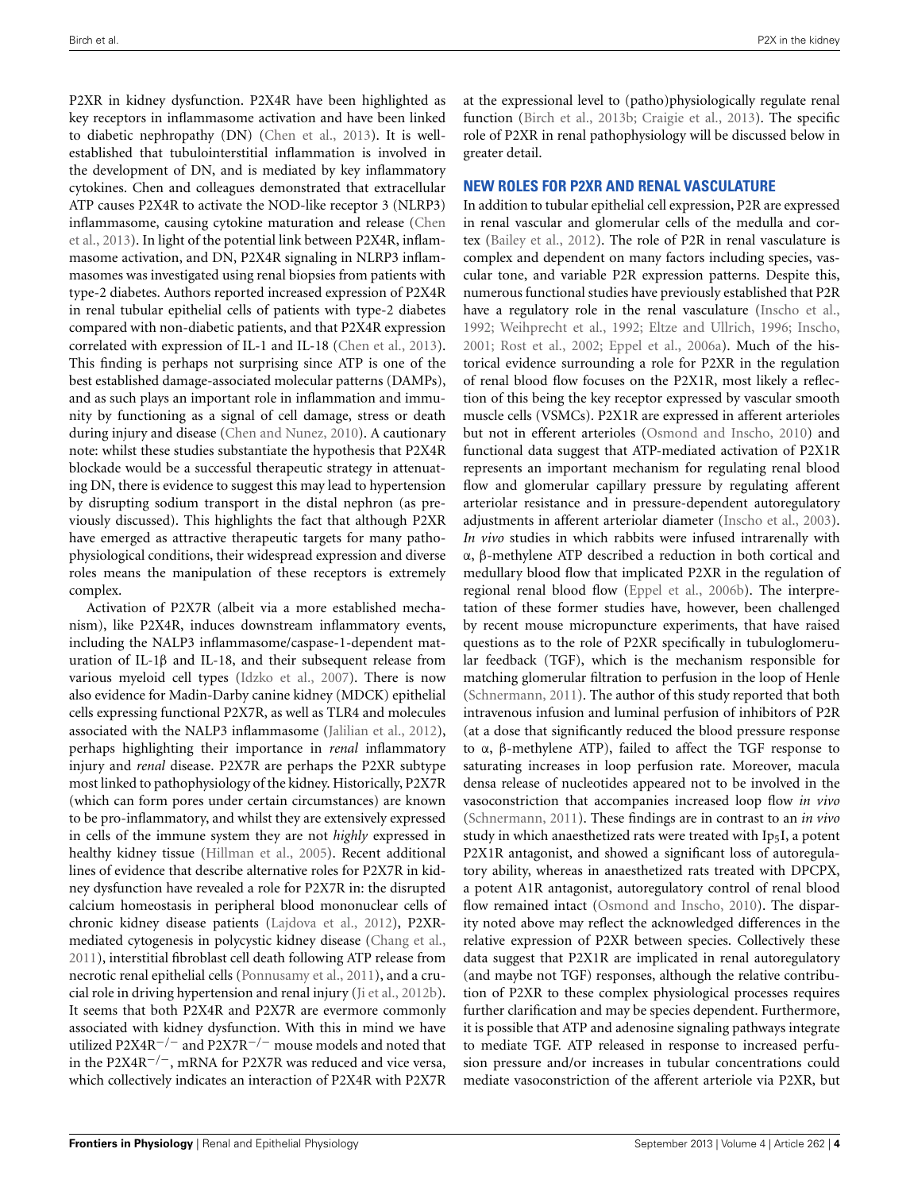P2XR in kidney dysfunction. P2X4R have been highlighted as key receptors in inflammasome activation and have been linked to diabetic nephropathy (DN) (Chen et al., 2013). It is well-established that tubulointerstitial inflammation is involved in the development of DN, and is mediated by key inflammatory cytokines. Chen and colleagues demonstrated that extracellular ATP causes P2X4R to activate the NOD-like receptor 3 (NLRP3) inflammasome, causing cytokine maturation and release (Chen et al., 2013). In light of the potential link between P2X4R, inflammasome activation, and DN, P2X4R signaling in NLRP3 inflammasomes was investigated using renal biopsies from patients with type-2 diabetes. Authors reported increased expression of P2X4R in renal tubular epithelial cells of patients with type-2 diabetes compared with non-diabetic patients, and that P2X4R expression correlated with expression of IL-1 and IL-18 (Chen et al., 2013). This finding is perhaps not surprising since ATP is one of the best established damage-associated molecular patterns (DAMPs), and as such plays an important role in inflammation and immunity by functioning as a signal of cell damage, stress or death during injury and disease (Chen and Nunez, 2010). A cautionary note: whilst these studies substantiate the hypothesis that P2X4R blockade would be a successful therapeutic strategy in attenuating DN, there is evidence to suggest this may lead to hypertension by disrupting sodium transport in the distal nephron (as previously discussed). This highlights the fact that although P2XR have emerged as attractive therapeutic targets for many pathophysiological conditions, their widespread expression and diverse roles means the manipulation of these receptors is extremely complex.

Activation of P2X7R (albeit via a more established mechanism), like P2X4R, induces downstream inflammatory events, including the NALP3 inflammasome/caspase-1-dependent maturation of IL-1β and IL-18, and their subsequent release from various myeloid cell types (Idzko et al., 2007). There is now also evidence for Madin-Darby canine kidney (MDCK) epithelial cells expressing functional P2X7R, as well as TLR4 and molecules associated with the NALP3 inflammasome (Jalilian et al., 2012), perhaps highlighting their importance in *renal* inflammatory injury and *renal* disease. P2X7R are perhaps the P2XR subtype most linked to pathophysiology of the kidney. Historically, P2X7R (which can form pores under certain circumstances) are known to be pro-inflammatory, and whilst they are extensively expressed in cells of the immune system they are not *highly* expressed in healthy kidney tissue (Hillman et al., 2005). Recent additional lines of evidence that describe alternative roles for P2X7R in kidney dysfunction have revealed a role for P2X7R in: the disrupted calcium homeostasis in peripheral blood mononuclear cells of chronic kidney disease patients (Lajdova et al., 2012), P2XR-mediated cytogenesis in polycystic kidney disease (Chang et al., 2011), interstitial fibroblast cell death following ATP release from necrotic renal epithelial cells (Ponnusamy et al., 2011), and a crucial role in driving hypertension and renal injury (Ji et al., 2012b). It seems that both P2X4R and P2X7R are evermore commonly associated with kidney dysfunction. With this in mind we have utilized P2X4R$^{-/-}$ and P2X7R$^{-/-}$ mouse models and noted that in the P2X4R$^{-/-}$, mRNA for P2X7R was reduced and vice versa, which collectively indicates an interaction of P2X4R with P2X7R at the expressional level to (patho)physiologically regulate renal function (Birch et al., 2013b; Craigie et al., 2013). The specific role of P2XR in renal pathophysiology will be discussed below in greater detail.

## NEW ROLES FOR P2XR AND RENAL VASCULATURE

In addition to tubular epithelial cell expression, P2R are expressed in renal vascular and glomerular cells of the medulla and cortex (Bailey et al., 2012). The role of P2R in renal vasculature is complex and dependent on many factors including species, vascular tone, and variable P2R expression patterns. Despite this, numerous functional studies have previously established that P2R have a regulatory role in the renal vasculature (Inscho et al., 1992; Weihprecht et al., 1992; Eltze and Ullrich, 1996; Inscho, 2001; Rost et al., 2002; Eppel et al., 2006a). Much of the historical evidence surrounding a role for P2XR in the regulation of renal blood flow focuses on the P2X1R, most likely a reflection of this being the key receptor expressed by vascular smooth muscle cells (VSMCs). P2X1R are expressed in afferent arterioles but not in efferent arterioles (Osmond and Inscho, 2010) and functional data suggest that ATP-mediated activation of P2X1R represents an important mechanism for regulating renal blood flow and glomerular capillary pressure by regulating afferent arteriolar resistance and in pressure-dependent autoregulatory adjustments in afferent arteriolar diameter (Inscho et al., 2003). *In vivo* studies in which rabbits were infused intrarenally with α, β-methylene ATP described a reduction in both cortical and medullary blood flow that implicated P2XR in the regulation of regional renal blood flow (Eppel et al., 2006b). The interpretation of these former studies have, however, been challenged by recent mouse micropuncture experiments, that have raised questions as to the role of P2XR specifically in tubuloglomerular feedback (TGF), which is the mechanism responsible for matching glomerular filtration to perfusion in the loop of Henle (Schnermann, 2011). The author of this study reported that both intravenous infusion and luminal perfusion of inhibitors of P2R (at a dose that significantly reduced the blood pressure response to α, β-methylene ATP), failed to affect the TGF response to saturating increases in loop perfusion rate. Moreover, macula densa release of nucleotides appeared not to be involved in the vasoconstriction that accompanies increased loop flow *in vivo* (Schnermann, 2011). These findings are in contrast to an *in vivo* study in which anaesthetized rats were treated with $Ip_5I$, a potent P2X1R antagonist, and showed a significant loss of autoregulatory ability, whereas in anaesthetized rats treated with DPCPX, a potent A1R antagonist, autoregulatory control of renal blood flow remained intact (Osmond and Inscho, 2010). The disparity noted above may reflect the acknowledged differences in the relative expression of P2XR between species. Collectively these data suggest that P2X1R are implicated in renal autoregulatory (and maybe not TGF) responses, although the relative contribution of P2XR to these complex physiological processes requires further clarification and may be species dependent. Furthermore, it is possible that ATP and adenosine signaling pathways integrate to mediate TGF. ATP released in response to increased perfusion pressure and/or increases in tubular concentrations could mediate vasoconstriction of the afferent arteriole via P2XR, but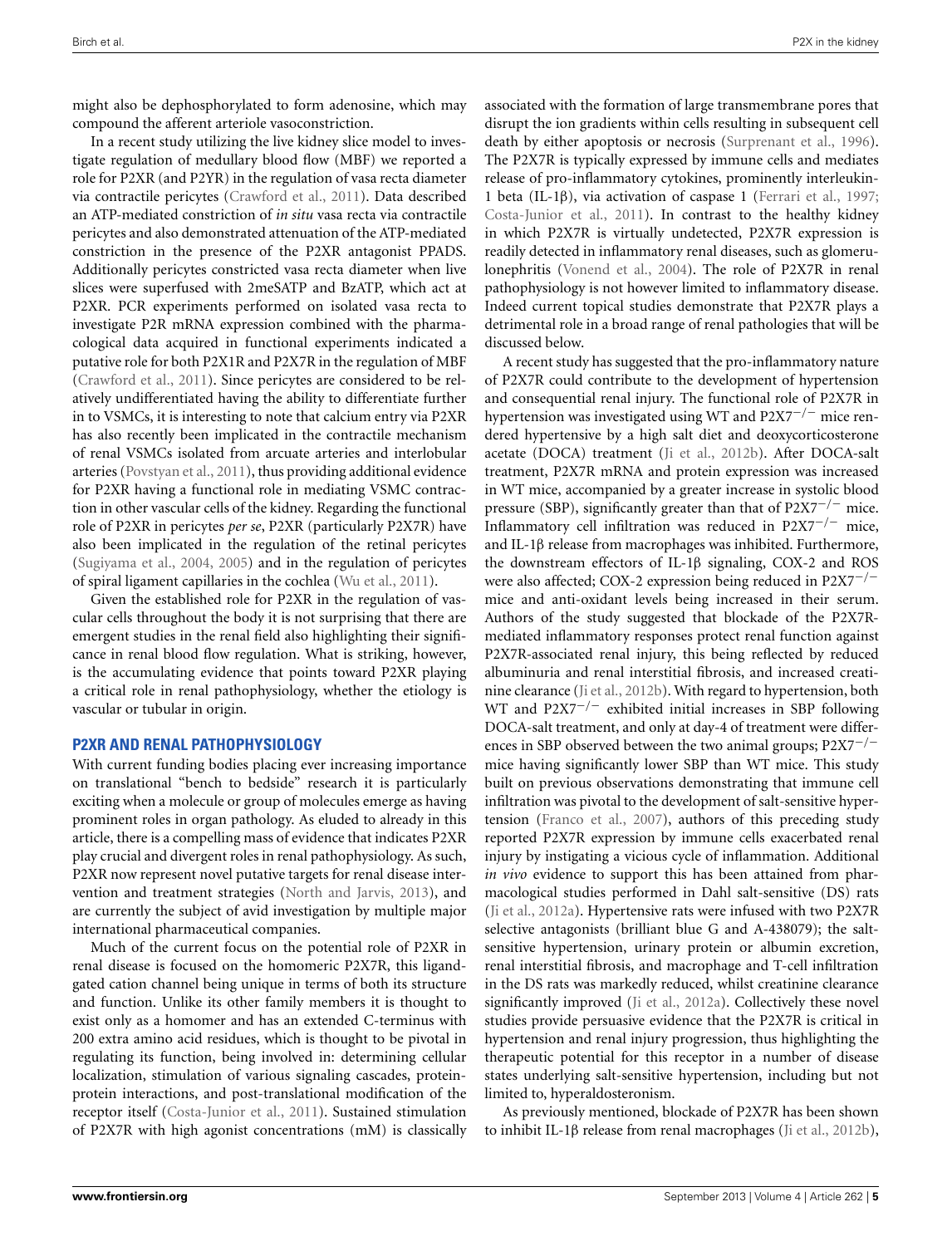might also be dephosphorylated to form adenosine, which may compound the afferent arteriole vasoconstriction.

In a recent study utilizing the live kidney slice model to investigate regulation of medullary blood flow (MBF) we reported a role for P2XR (and P2YR) in the regulation of vasa recta diameter via contractile pericytes (Crawford et al., 2011). Data described an ATP-mediated constriction of *in situ* vasa recta via contractile pericytes and also demonstrated attenuation of the ATP-mediated constriction in the presence of the P2XR antagonist PPADS. Additionally pericytes constricted vasa recta diameter when live slices were superfused with 2meSATP and BzATP, which act at P2XR. PCR experiments performed on isolated vasa recta to investigate P2R mRNA expression combined with the pharmacological data acquired in functional experiments indicated a putative role for both P2X1R and P2X7R in the regulation of MBF (Crawford et al., 2011). Since pericytes are considered to be relatively undifferentiated having the ability to differentiate further in to VSMCs, it is interesting to note that calcium entry via P2XR has also recently been implicated in the contractile mechanism of renal VSMCs isolated from arcuate arteries and interlobular arteries (Povstyan et al., 2011), thus providing additional evidence for P2XR having a functional role in mediating VSMC contraction in other vascular cells of the kidney. Regarding the functional role of P2XR in pericytes *per se*, P2XR (particularly P2X7R) have also been implicated in the regulation of the retinal pericytes (Sugiyama et al., 2004, 2005) and in the regulation of pericytes of spiral ligament capillaries in the cochlea (Wu et al., 2011).

Given the established role for P2XR in the regulation of vascular cells throughout the body it is not surprising that there are emergent studies in the renal field also highlighting their significance in renal blood flow regulation. What is striking, however, is the accumulating evidence that points toward P2XR playing a critical role in renal pathophysiology, whether the etiology is vascular or tubular in origin.

## P2XR AND RENAL PATHOPHYSIOLOGY

With current funding bodies placing ever increasing importance on translational "bench to bedside" research it is particularly exciting when a molecule or group of molecules emerge as having prominent roles in organ pathology. As eluded to already in this article, there is a compelling mass of evidence that indicates P2XR play crucial and divergent roles in renal pathophysiology. As such, P2XR now represent novel putative targets for renal disease intervention and treatment strategies (North and Jarvis, 2013), and are currently the subject of avid investigation by multiple major international pharmaceutical companies.

Much of the current focus on the potential role of P2XR in renal disease is focused on the homomeric P2X7R, this ligand-gated cation channel being unique in terms of both its structure and function. Unlike its other family members it is thought to exist only as a homomer and has an extended C-terminus with 200 extra amino acid residues, which is thought to be pivotal in regulating its function, being involved in: determining cellular localization, stimulation of various signaling cascades, protein-protein interactions, and post-translational modification of the receptor itself (Costa-Junior et al., 2011). Sustained stimulation of P2X7R with high agonist concentrations (mM) is classically associated with the formation of large transmembrane pores that disrupt the ion gradients within cells resulting in subsequent cell death by either apoptosis or necrosis (Surprenant et al., 1996). The P2X7R is typically expressed by immune cells and mediates release of pro-inflammatory cytokines, prominently interleukin-1 beta (IL-1β), via activation of caspase 1 (Ferrari et al., 1997; Costa-Junior et al., 2011). In contrast to the healthy kidney in which P2X7R is virtually undetected, P2X7R expression is readily detected in inflammatory renal diseases, such as glomerulonephritis (Vonend et al., 2004). The role of P2X7R in renal pathophysiology is not however limited to inflammatory disease. Indeed current topical studies demonstrate that P2X7R plays a detrimental role in a broad range of renal pathologies that will be discussed below.

A recent study has suggested that the pro-inflammatory nature of P2X7R could contribute to the development of hypertension and consequential renal injury. The functional role of P2X7R in hypertension was investigated using WT and P2X7$^{-/-}$ mice rendered hypertensive by a high salt diet and deoxycorticosterone acetate (DOCA) treatment (Ji et al., 2012b). After DOCA-salt treatment, P2X7R mRNA and protein expression was increased in WT mice, accompanied by a greater increase in systolic blood pressure (SBP), significantly greater than that of P2X7$^{-/-}$ mice. Inflammatory cell infiltration was reduced in P2X7$^{-/-}$ mice, and IL-1β release from macrophages was inhibited. Furthermore, the downstream effectors of IL-1β signaling, COX-2 and ROS were also affected; COX-2 expression being reduced in P2X7$^{-/-}$ mice and anti-oxidant levels being increased in their serum. Authors of the study suggested that blockade of the P2X7R-mediated inflammatory responses protect renal function against P2X7R-associated renal injury, this being reflected by reduced albuminuria and renal interstitial fibrosis, and increased creatinine clearance (Ji et al., 2012b). With regard to hypertension, both WT and P2X7$^{-/-}$ exhibited initial increases in SBP following DOCA-salt treatment, and only at day-4 of treatment were differences in SBP observed between the two animal groups; P2X7$^{-/-}$ mice having significantly lower SBP than WT mice. This study built on previous observations demonstrating that immune cell infiltration was pivotal to the development of salt-sensitive hypertension (Franco et al., 2007), authors of this preceding study reported P2X7R expression by immune cells exacerbated renal injury by instigating a vicious cycle of inflammation. Additional *in vivo* evidence to support this has been attained from pharmacological studies performed in Dahl salt-sensitive (DS) rats (Ji et al., 2012a). Hypertensive rats were infused with two P2X7R selective antagonists (brilliant blue G and A-438079); the salt-sensitive hypertension, urinary protein or albumin excretion, renal interstitial fibrosis, and macrophage and T-cell infiltration in the DS rats was markedly reduced, whilst creatinine clearance significantly improved (Ji et al., 2012a). Collectively these novel studies provide persuasive evidence that the P2X7R is critical in hypertension and renal injury progression, thus highlighting the therapeutic potential for this receptor in a number of disease states underlying salt-sensitive hypertension, including but not limited to, hyperaldosteronism.

As previously mentioned, blockade of P2X7R has been shown to inhibit IL-1β release from renal macrophages (Ji et al., 2012b),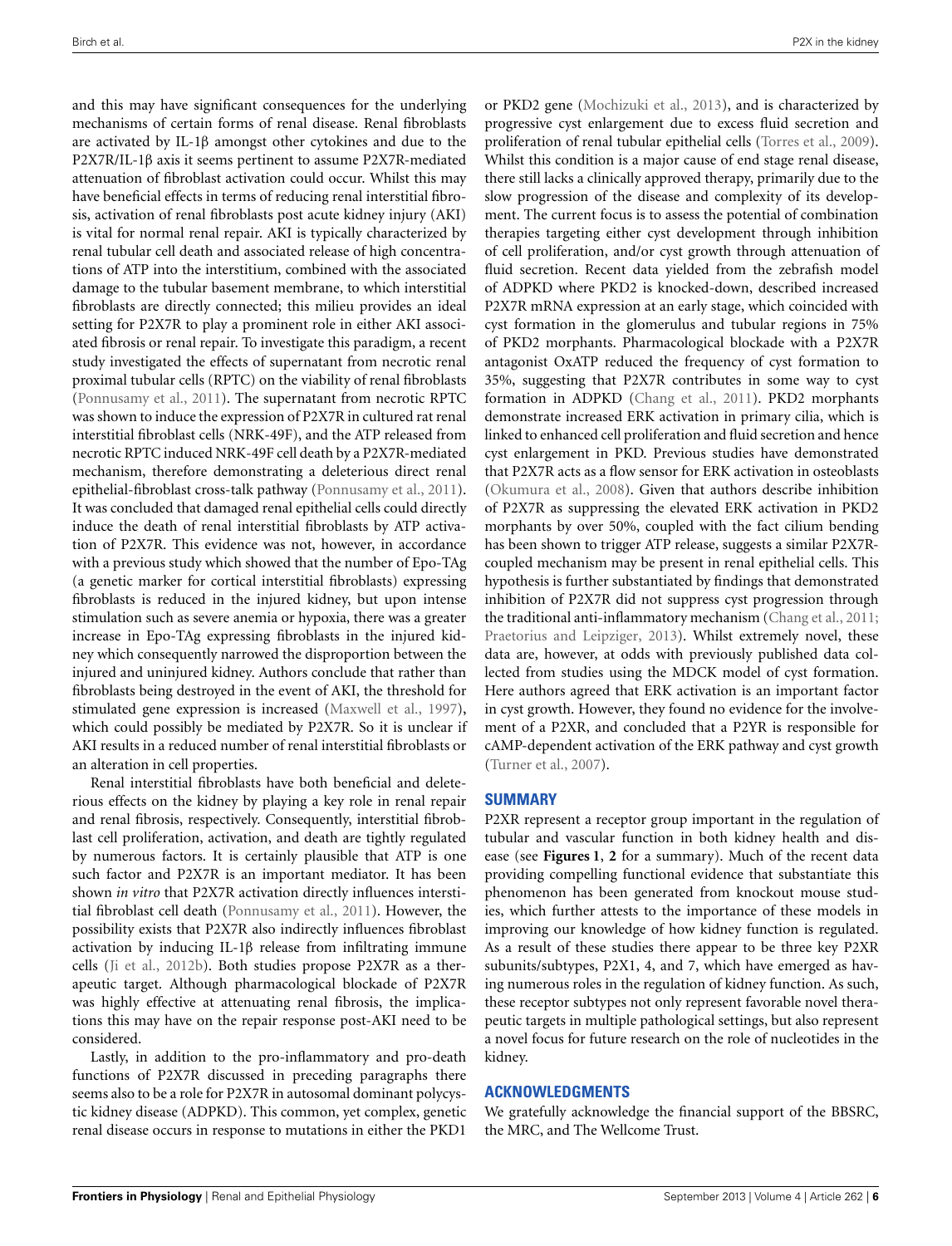and this may have significant consequences for the underlying mechanisms of certain forms of renal disease. Renal fibroblasts are activated by IL-1β amongst other cytokines and due to the P2X7R/IL-1β axis it seems pertinent to assume P2X7R-mediated attenuation of fibroblast activation could occur. Whilst this may have beneficial effects in terms of reducing renal interstitial fibrosis, activation of renal fibroblasts post acute kidney injury (AKI) is vital for normal renal repair. AKI is typically characterized by renal tubular cell death and associated release of high concentrations of ATP into the interstitium, combined with the associated damage to the tubular basement membrane, to which interstitial fibroblasts are directly connected; this milieu provides an ideal setting for P2X7R to play a prominent role in either AKI associated fibrosis or renal repair. To investigate this paradigm, a recent study investigated the effects of supernatant from necrotic renal proximal tubular cells (RPTC) on the viability of renal fibroblasts (Ponnusamy et al., 2011). The supernatant from necrotic RPTC was shown to induce the expression of P2X7R in cultured rat renal interstitial fibroblast cells (NRK-49F), and the ATP released from necrotic RPTC induced NRK-49F cell death by a P2X7R-mediated mechanism, therefore demonstrating a deleterious direct renal epithelial-fibroblast cross-talk pathway (Ponnusamy et al., 2011). It was concluded that damaged renal epithelial cells could directly induce the death of renal interstitial fibroblasts by ATP activation of P2X7R. This evidence was not, however, in accordance with a previous study which showed that the number of Epo-TAg (a genetic marker for cortical interstitial fibroblasts) expressing fibroblasts is reduced in the injured kidney, but upon intense stimulation such as severe anemia or hypoxia, there was a greater increase in Epo-TAg expressing fibroblasts in the injured kidney which consequently narrowed the disproportion between the injured and uninjured kidney. Authors conclude that rather than fibroblasts being destroyed in the event of AKI, the threshold for stimulated gene expression is increased (Maxwell et al., 1997), which could possibly be mediated by P2X7R. So it is unclear if AKI results in a reduced number of renal interstitial fibroblasts or an alteration in cell properties.

Renal interstitial fibroblasts have both beneficial and deleterious effects on the kidney by playing a key role in renal repair and renal fibrosis, respectively. Consequently, interstitial fibroblast cell proliferation, activation, and death are tightly regulated by numerous factors. It is certainly plausible that ATP is one such factor and P2X7R is an important mediator. It has been shown *in vitro* that P2X7R activation directly influences interstitial fibroblast cell death (Ponnusamy et al., 2011). However, the possibility exists that P2X7R also indirectly influences fibroblast activation by inducing IL-1β release from infiltrating immune cells (Ji et al., 2012b). Both studies propose P2X7R as a therapeutic target. Although pharmacological blockade of P2X7R was highly effective at attenuating renal fibrosis, the implications this may have on the repair response post-AKI need to be considered.

Lastly, in addition to the pro-inflammatory and pro-death functions of P2X7R discussed in preceding paragraphs there seems also to be a role for P2X7R in autosomal dominant polycystic kidney disease (ADPKD). This common, yet complex, genetic renal disease occurs in response to mutations in either the PKD1 or PKD2 gene (Mochizuki et al., 2013), and is characterized by progressive cyst enlargement due to excess fluid secretion and proliferation of renal tubular epithelial cells (Torres et al., 2009). Whilst this condition is a major cause of end stage renal disease, there still lacks a clinically approved therapy, primarily due to the slow progression of the disease and complexity of its development. The current focus is to assess the potential of combination therapies targeting either cyst development through inhibition of cell proliferation, and/or cyst growth through attenuation of fluid secretion. Recent data yielded from the zebrafish model of ADPKD where PKD2 is knocked-down, described increased P2X7R mRNA expression at an early stage, which coincided with cyst formation in the glomerulus and tubular regions in 75% of PKD2 morphants. Pharmacological blockade with a P2X7R antagonist OxATP reduced the frequency of cyst formation to 35%, suggesting that P2X7R contributes in some way to cyst formation in ADPKD (Chang et al., 2011). PKD2 morphants demonstrate increased ERK activation in primary cilia, which is linked to enhanced cell proliferation and fluid secretion and hence cyst enlargement in PKD. Previous studies have demonstrated that P2X7R acts as a flow sensor for ERK activation in osteoblasts (Okumura et al., 2008). Given that authors describe inhibition of P2X7R as suppressing the elevated ERK activation in PKD2 morphants by over 50%, coupled with the fact cilium bending has been shown to trigger ATP release, suggests a similar P2X7R-coupled mechanism may be present in renal epithelial cells. This hypothesis is further substantiated by findings that demonstrated inhibition of P2X7R did not suppress cyst progression through the traditional anti-inflammatory mechanism (Chang et al., 2011; Praetorius and Leipziger, 2013). Whilst extremely novel, these data are, however, at odds with previously published data collected from studies using the MDCK model of cyst formation. Here authors agreed that ERK activation is an important factor in cyst growth. However, they found no evidence for the involvement of a P2XR, and concluded that a P2YR is responsible for cAMP-dependent activation of the ERK pathway and cyst growth (Turner et al., 2007).

## SUMMARY

P2XR represent a receptor group important in the regulation of tubular and vascular function in both kidney health and disease (see **Figures 1**, **2** for a summary). Much of the recent data providing compelling functional evidence that substantiate this phenomenon has been generated from knockout mouse studies, which further attests to the importance of these models in improving our knowledge of how kidney function is regulated. As a result of these studies there appear to be three key P2XR subunits/subtypes, P2X1, 4, and 7, which have emerged as having numerous roles in the regulation of kidney function. As such, these receptor subtypes not only represent favorable novel therapeutic targets in multiple pathological settings, but also represent a novel focus for future research on the role of nucleotides in the kidney.

## ACKNOWLEDGMENTS

We gratefully acknowledge the financial support of the BBSRC, the MRC, and The Wellcome Trust.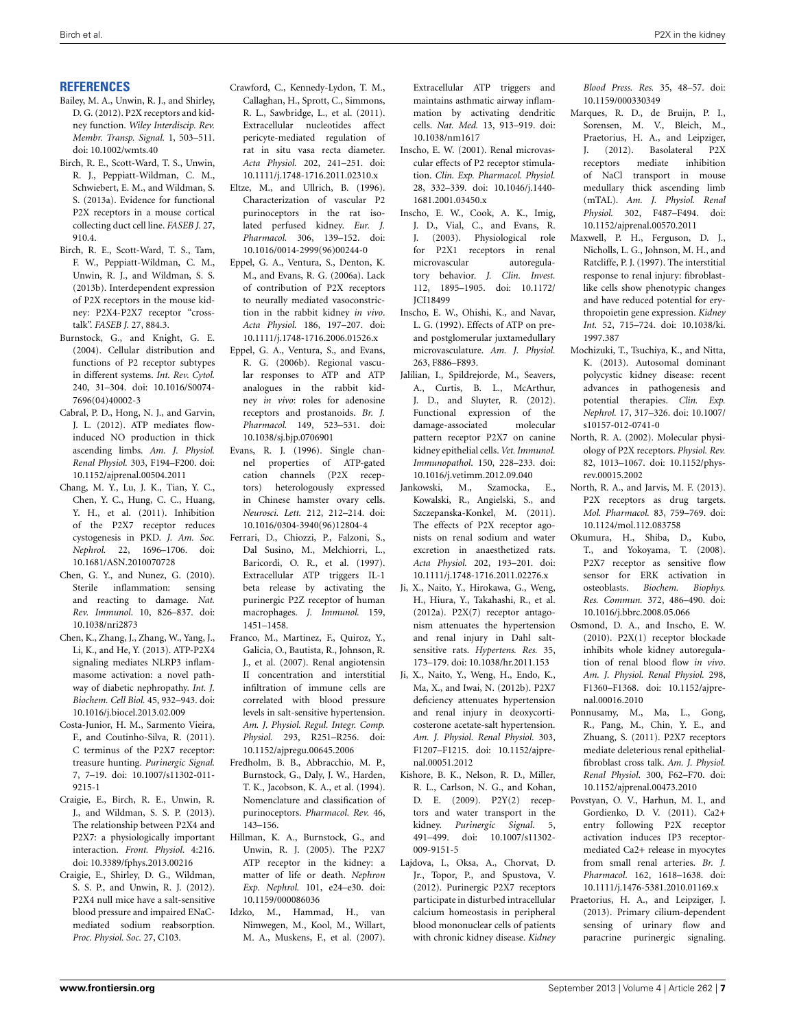## REFERENCES

Bailey, M. A., Unwin, R. J., and Shirley, D. G. (2012). P2X receptors and kidney function. *Wiley Interdiscip. Rev. Membr. Transp. Signal.* 1, 503–511. doi: 10.1002/wmts.40

Birch, R. E., Scott-Ward, T. S., Unwin, R. J., Peppiatt-Wildman, C. M., Schwiebert, E. M., and Wildman, S. S. (2013a). Evidence for functional P2X receptors in a mouse cortical collecting duct cell line. *FASEB J.* 27, 910.4.

Birch, R. E., Scott-Ward, T. S., Tam, F. W., Peppiatt-Wildman, C. M., Unwin, R. J., and Wildman, S. S. (2013b). Interdependent expression of P2X receptors in the mouse kidney: P2X4-P2X7 receptor "cross-talk". *FASEB J.* 27, 884.3.

Burnstock, G., and Knight, G. E. (2004). Cellular distribution and functions of P2 receptor subtypes in different systems. *Int. Rev. Cytol.* 240, 31–304. doi: 10.1016/S0074-7696(04)40002-3

Cabral, P. D., Hong, N. J., and Garvin, J. L. (2012). ATP mediates flow-induced NO production in thick ascending limbs. *Am. J. Physiol. Renal Physiol.* 303, F194–F200. doi: 10.1152/ajprenal.00504.2011

Chang, M. Y., Lu, J. K., Tian, Y. C., Chen, Y. C., Hung, C. C., Huang, Y. H., et al. (2011). Inhibition of the P2X7 receptor reduces cystogenesis in PKD. *J. Am. Soc. Nephrol.* 22, 1696–1706. doi: 10.1681/ASN.2010070728

Chen, G. Y., and Nunez, G. (2010). Sterile inflammation: sensing and reacting to damage. *Nat. Rev. Immunol.* 10, 826–837. doi: 10.1038/nri2873

Chen, K., Zhang, J., Zhang, W., Yang, J., Li, K., and He, Y. (2013). ATP-P2X4 signaling mediates NLRP3 inflammasome activation: a novel pathway of diabetic nephropathy. *Int. J. Biochem. Cell Biol.* 45, 932–943. doi: 10.1016/j.biocel.2013.02.009

Costa-Junior, H. M., Sarmento Vieira, F., and Coutinho-Silva, R. (2011). C terminus of the P2X7 receptor: treasure hunting. *Purinergic Signal.* 7, 7–19. doi: 10.1007/s11302-011-9215-1

Craigie, E., Birch, R. E., Unwin, R. J., and Wildman, S. S. P. (2013). The relationship between P2X4 and P2X7: a physiologically important interaction. *Front. Physiol.* 4:216. doi: 10.3389/fphys.2013.00216

Craigie, E., Shirley, D. G., Wildman, S. S. P., and Unwin, R. J. (2012). P2X4 null mice have a salt-sensitive blood pressure and impaired ENaC-mediated sodium reabsorption. *Proc. Physiol. Soc.* 27, C103.

Crawford, C., Kennedy-Lydon, T. M., Callaghan, H., Sprott, C., Simmons, R. L., Sawbridge, L., et al. (2011). Extracellular nucleotides affect pericyte-mediated regulation of rat in situ vasa recta diameter. *Acta Physiol.* 202, 241–251. doi: 10.1111/j.1748-1716.2011.02310.x

Eltze, M., and Ullrich, B. (1996). Characterization of vascular P2 purinoceptors in the rat isolated perfused kidney. *Eur. J. Pharmacol.* 306, 139–152. doi: 10.1016/0014-2999(96)00244-0

Eppel, G. A., Ventura, S., Denton, K. M., and Evans, R. G. (2006a). Lack of contribution of P2X receptors to neurally mediated vasoconstriction in the rabbit kidney *in vivo*. *Acta Physiol.* 186, 197–207. doi: 10.1111/j.1748-1716.2006.01526.x

Eppel, G. A., Ventura, S., and Evans, R. G. (2006b). Regional vascular responses to ATP and ATP analogues in the rabbit kidney *in vivo*: roles for adenosine receptors and prostanoids. *Br. J. Pharmacol.* 149, 523–531. doi: 10.1038/sj.bjp.0706901

Evans, R. J. (1996). Single channel properties of ATP-gated cation channels (P2X receptors) heterologously expressed in Chinese hamster ovary cells. *Neurosci. Lett.* 212, 212–214. doi: 10.1016/0304-3940(96)12804-4

Ferrari, D., Chiozzi, P., Falzoni, S., Dal Susino, M., Melchiorri, L., Baricordi, O. R., et al. (1997). Extracellular ATP triggers IL-1 beta release by activating the purinergic P2Z receptor of human macrophages. *J. Immunol.* 159, 1451–1458.

Franco, M., Martinez, F., Quiroz, Y., Galicia, O., Bautista, R., Johnson, R. J., et al. (2007). Renal angiotensin II concentration and interstitial infiltration of immune cells are correlated with blood pressure levels in salt-sensitive hypertension. *Am. J. Physiol. Regul. Integr. Comp. Physiol.* 293, R251–R256. doi: 10.1152/ajpregu.00645.2006

Fredholm, B. B., Abbracchio, M. P., Burnstock, G., Daly, J. W., Harden, T. K., Jacobson, K. A., et al. (1994). Nomenclature and classification of purinoceptors. *Pharmacol. Rev.* 46, 143–156.

Hillman, K. A., Burnstock, G., and Unwin, R. J. (2005). The P2X7 ATP receptor in the kidney: a matter of life or death. *Nephron Exp. Nephrol.* 101, e24–e30. doi: 10.1159/000086036

Idzko, M., Hammad, H., van Nimwegen, M., Kool, M., Willart, M. A., Muskens, F., et al. (2007). Extracellular ATP triggers and maintains asthmatic airway inflammation by activating dendritic cells. *Nat. Med.* 13, 913–919. doi: 10.1038/nm1617

Inscho, E. W. (2001). Renal microvascular effects of P2 receptor stimulation. *Clin. Exp. Pharmacol. Physiol.* 28, 332–339. doi: 10.1046/j.1440-1681.2001.03450.x

Inscho, E. W., Cook, A. K., Imig, J. D., Vial, C., and Evans, R. J. (2003). Physiological role for P2X1 receptors in renal microvascular autoregulatory behavior. *J. Clin. Invest.* 112, 1895–1905. doi: 10.1172/JCI18499

Inscho, E. W., Ohishi, K., and Navar, L. G. (1992). Effects of ATP on pre- and postglomerular juxtamedullary microvasculature. *Am. J. Physiol.* 263, F886–F893.

Jalilian, I., Spildrejorde, M., Seavers, A., Curtis, B. L., McArthur, J. D., and Sluyter, R. (2012). Functional expression of the damage-associated molecular pattern receptor P2X7 on canine kidney epithelial cells. *Vet. Immunol. Immunopathol.* 150, 228–233. doi: 10.1016/j.vetimm.2012.09.040

Jankowski, M., Szamocka, E., Kowalski, R., Angielski, S., and Szczepanska-Konkel, M. (2011). The effects of P2X receptor agonists on renal sodium and water excretion in anaesthetized rats. *Acta Physiol.* 202, 193–201. doi: 10.1111/j.1748-1716.2011.02276.x

Ji, X., Naito, Y., Hirokawa, G., Weng, H., Hiura, Y., Takahashi, R., et al. (2012a). P2X(7) receptor antagonism attenuates the hypertension and renal injury in Dahl salt-sensitive rats. *Hypertens. Res.* 35, 173–179. doi: 10.1038/hr.2011.153

Ji, X., Naito, Y., Weng, H., Endo, K., Ma, X., and Iwai, N. (2012b). P2X7 deficiency attenuates hypertension and renal injury in deoxycorticosterone acetate-salt hypertension. *Am. J. Physiol. Renal Physiol.* 303, F1207–F1215. doi: 10.1152/ajprenal.00051.2012

Kishore, B. K., Nelson, R. D., Miller, R. L., Carlson, N. G., and Kohan, D. E. (2009). P2Y(2) receptors and water transport in the kidney. *Purinergic Signal.* 5, 491–499. doi: 10.1007/s11302-009-9151-5

Lajdova, I., Oksa, A., Chorvat, D. Jr., Topor, P., and Spustova, V. (2012). Purinergic P2X7 receptors participate in disturbed intracellular calcium homeostasis in peripheral blood mononuclear cells of patients with chronic kidney disease. *Kidney Blood Press. Res.* 35, 48–57. doi: 10.1159/000330349

Marques, R. D., de Bruijn, P. I., Sorensen, M. V., Bleich, M., Praetorius, H. A., and Leipziger, J. (2012). Basolateral P2X receptors mediate inhibition of NaCl transport in mouse medullary thick ascending limb (mTAL). *Am. J. Physiol. Renal Physiol.* 302, F487–F494. doi: 10.1152/ajprenal.00570.2011

Maxwell, P. H., Ferguson, D. J., Nicholls, L. G., Johnson, M. H., and Ratcliffe, P. J. (1997). The interstitial response to renal injury: fibroblast-like cells show phenotypic changes and have reduced potential for erythropoietin gene expression. *Kidney Int.* 52, 715–724. doi: 10.1038/ki.1997.387

Mochizuki, T., Tsuchiya, K., and Nitta, K. (2013). Autosomal dominant polycystic kidney disease: recent advances in pathogenesis and potential therapies. *Clin. Exp. Nephrol.* 17, 317–326. doi: 10.1007/s10157-012-0741-0

North, R. A. (2002). Molecular physiology of P2X receptors. *Physiol. Rev.* 82, 1013–1067. doi: 10.1152/physrev.00015.2002

North, R. A., and Jarvis, M. F. (2013). P2X receptors as drug targets. *Mol. Pharmacol.* 83, 759–769. doi: 10.1124/mol.112.083758

Okumura, H., Shiba, D., Kubo, T., and Yokoyama, T. (2008). P2X7 receptor as sensitive flow sensor for ERK activation in osteoblasts. *Biochem. Biophys. Res. Commun.* 372, 486–490. doi: 10.1016/j.bbrc.2008.05.066

Osmond, D. A., and Inscho, E. W. (2010). P2X(1) receptor blockade inhibits whole kidney autoregulation of renal blood flow *in vivo*. *Am. J. Physiol. Renal Physiol.* 298, F1360–F1368. doi: 10.1152/ajprenal.00016.2010

Ponnusamy, M., Ma, L., Gong, R., Pang, M., Chin, Y. E., and Zhuang, S. (2011). P2X7 receptors mediate deleterious renal epithelial-fibroblast cross talk. *Am. J. Physiol. Renal Physiol.* 300, F62–F70. doi: 10.1152/ajprenal.00473.2010

Povstyan, O. V., Harhun, M. I., and Gordienko, D. V. (2011). Ca2+ entry following P2X receptor activation induces IP3 receptor-mediated Ca2+ release in myocytes from small renal arteries. *Br. J. Pharmacol.* 162, 1618–1638. doi: 10.1111/j.1476-5381.2010.01169.x

Praetorius, H. A., and Leipziger, J. (2013). Primary cilium-dependent sensing of urinary flow and paracrine purinergic signaling.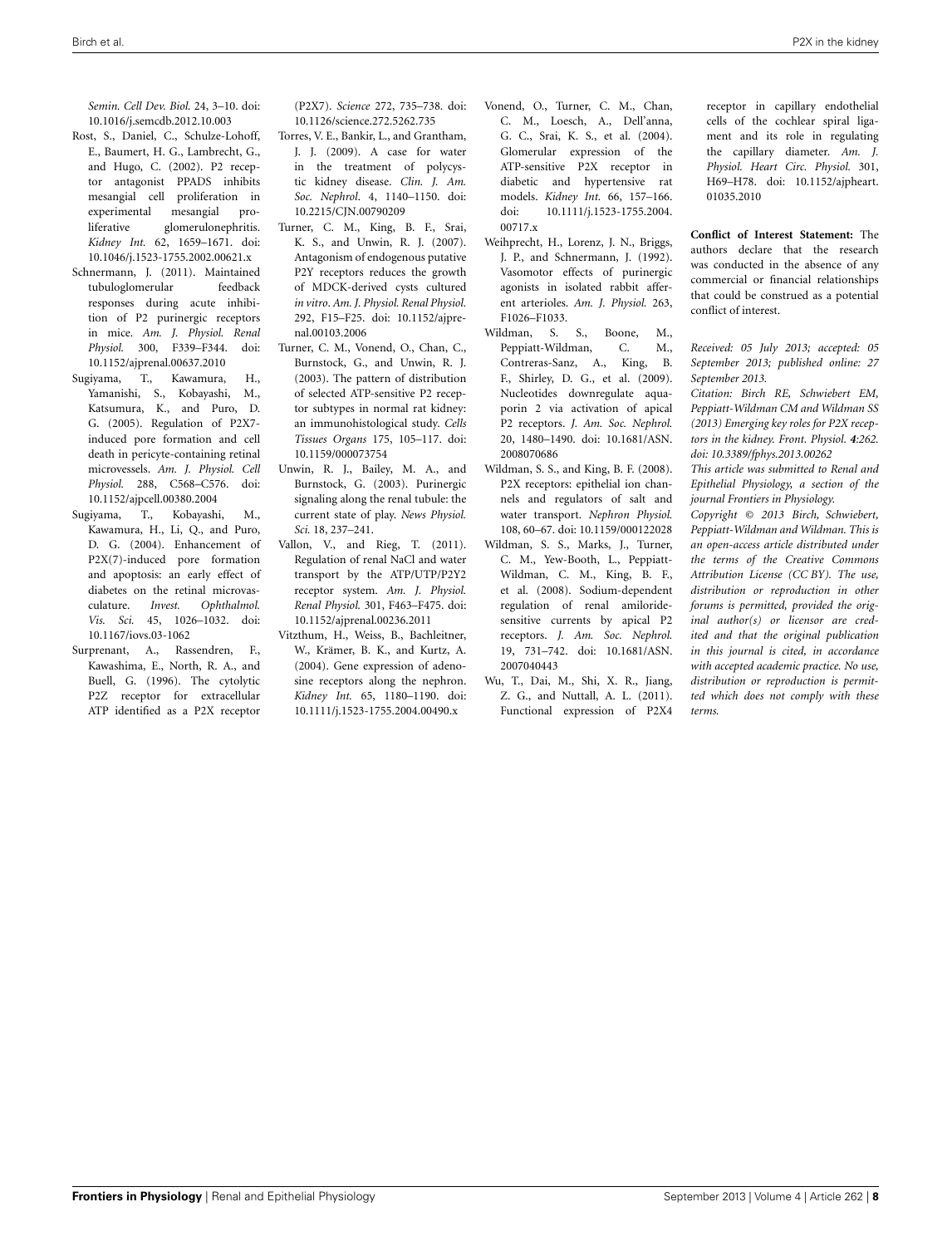*Semin. Cell Dev. Biol.* 24, 3–10. doi: 10.1016/j.semcdb.2012.10.003

Rost, S., Daniel, C., Schulze-Lohoff, E., Baumert, H. G., Lambrecht, G., and Hugo, C. (2002). P2 receptor antagonist PPADS inhibits mesangial cell proliferation in experimental mesangial proliferative glomerulonephritis. *Kidney Int.* 62, 1659–1671. doi: 10.1046/j.1523-1755.2002.00621.x

Schnermann, J. (2011). Maintained tubuloglomerular feedback responses during acute inhibition of P2 purinergic receptors in mice. *Am. J. Physiol. Renal Physiol.* 300, F339–F344. doi: 10.1152/ajprenal.00637.2010

Sugiyama, T., Kawamura, H., Yamanishi, S., Kobayashi, M., Katsumura, K., and Puro, D. G. (2005). Regulation of P2X7-induced pore formation and cell death in pericyte-containing retinal microvessels. *Am. J. Physiol. Cell Physiol.* 288, C568–C576. doi: 10.1152/ajpcell.00380.2004

Sugiyama, T., Kobayashi, M., Kawamura, H., Li, Q., and Puro, D. G. (2004). Enhancement of P2X(7)-induced pore formation and apoptosis: an early effect of diabetes on the retinal microvasculature. *Invest. Ophthalmol. Vis. Sci.* 45, 1026–1032. doi: 10.1167/iovs.03-1062

Surprenant, A., Rassendren, F., Kawashima, E., North, R. A., and Buell, G. (1996). The cytolytic P2Z receptor for extracellular ATP identified as a P2X receptor (P2X7). *Science* 272, 735–738. doi: 10.1126/science.272.5262.735

Torres, V. E., Bankir, L., and Grantham, J. J. (2009). A case for water in the treatment of polycystic kidney disease. *Clin. J. Am. Soc. Nephrol.* 4, 1140–1150. doi: 10.2215/CJN.00790209

Turner, C. M., King, B. F., Srai, K. S., and Unwin, R. J. (2007). Antagonism of endogenous putative P2Y receptors reduces the growth of MDCK-derived cysts cultured *in vitro*. *Am. J. Physiol. Renal Physiol.* 292, F15–F25. doi: 10.1152/ajprenal.00103.2006

Turner, C. M., Vonend, O., Chan, C., Burnstock, G., and Unwin, R. J. (2003). The pattern of distribution of selected ATP-sensitive P2 receptor subtypes in normal rat kidney: an immunohistological study. *Cells Tissues Organs* 175, 105–117. doi: 10.1159/000073754

Unwin, R. J., Bailey, M. A., and Burnstock, G. (2003). Purinergic signaling along the renal tubule: the current state of play. *News Physiol. Sci.* 18, 237–241.

Vallon, V., and Rieg, T. (2011). Regulation of renal NaCl and water transport by the ATP/UTP/P2Y2 receptor system. *Am. J. Physiol. Renal Physiol.* 301, F463–F475. doi: 10.1152/ajprenal.00236.2011

Vitzthum, H., Weiss, B., Bachleitner, W., Krämer, B. K., and Kurtz, A. (2004). Gene expression of adenosine receptors along the nephron. *Kidney Int.* 65, 1180–1190. doi: 10.1111/j.1523-1755.2004.00490.x

Vonend, O., Turner, C. M., Chan, C. M., Loesch, A., Dell'anna, G. C., Srai, K. S., et al. (2004). Glomerular expression of the ATP-sensitive P2X receptor in diabetic and hypertensive rat models. *Kidney Int.* 66, 157–166. doi: 10.1111/j.1523-1755.2004.00717.x

Weihprecht, H., Lorenz, J. N., Briggs, J. P., and Schnermann, J. (1992). Vasomotor effects of purinergic agonists in isolated rabbit afferent arterioles. *Am. J. Physiol.* 263, F1026–F1033.

Wildman, S. S., Boone, M., Peppiatt-Wildman, C. M., Contreras-Sanz, A., King, B. F., Shirley, D. G., et al. (2009). Nucleotides downregulate aquaporin 2 via activation of apical P2 receptors. *J. Am. Soc. Nephrol.* 20, 1480–1490. doi: 10.1681/ASN.2008070686

Wildman, S. S., and King, B. F. (2008). P2X receptors: epithelial ion channels and regulators of salt and water transport. *Nephron Physiol.* 108, 60–67. doi: 10.1159/000122028

Wildman, S. S., Marks, J., Turner, C. M., Yew-Booth, L., Peppiatt-Wildman, C. M., King, B. F., et al. (2008). Sodium-dependent regulation of renal amiloride-sensitive currents by apical P2 receptors. *J. Am. Soc. Nephrol.* 19, 731–742. doi: 10.1681/ASN.2007040443

Wu, T., Dai, M., Shi, X. R., Jiang, Z. G., and Nuttall, A. L. (2011). Functional expression of P2X4 receptor in capillary endothelial cells of the cochlear spiral ligament and its role in regulating the capillary diameter. *Am. J. Physiol. Heart Circ. Physiol.* 301, H69–H78. doi: 10.1152/ajpheart.01035.2010

**Conflict of Interest Statement:** The authors declare that the research was conducted in the absence of any commercial or financial relationships that could be construed as a potential conflict of interest.

*Received: 05 July 2013; accepted: 05 September 2013; published online: 27 September 2013.*

*Citation: Birch RE, Schwiebert EM, Peppiatt-Wildman CM and Wildman SS (2013) Emerging key roles for P2X receptors in the kidney. Front. Physiol.* ***4****:262. doi: 10.3389/fphys.2013.00262*

*This article was submitted to Renal and Epithelial Physiology, a section of the journal Frontiers in Physiology.*

*Copyright © 2013 Birch, Schwiebert, Peppiatt-Wildman and Wildman. This is an open-access article distributed under the terms of the Creative Commons Attribution License (CC BY). The use, distribution or reproduction in other forums is permitted, provided the original author(s) or licensor are credited and that the original publication in this journal is cited, in accordance with accepted academic practice. No use, distribution or reproduction is permitted which does not comply with these terms.*